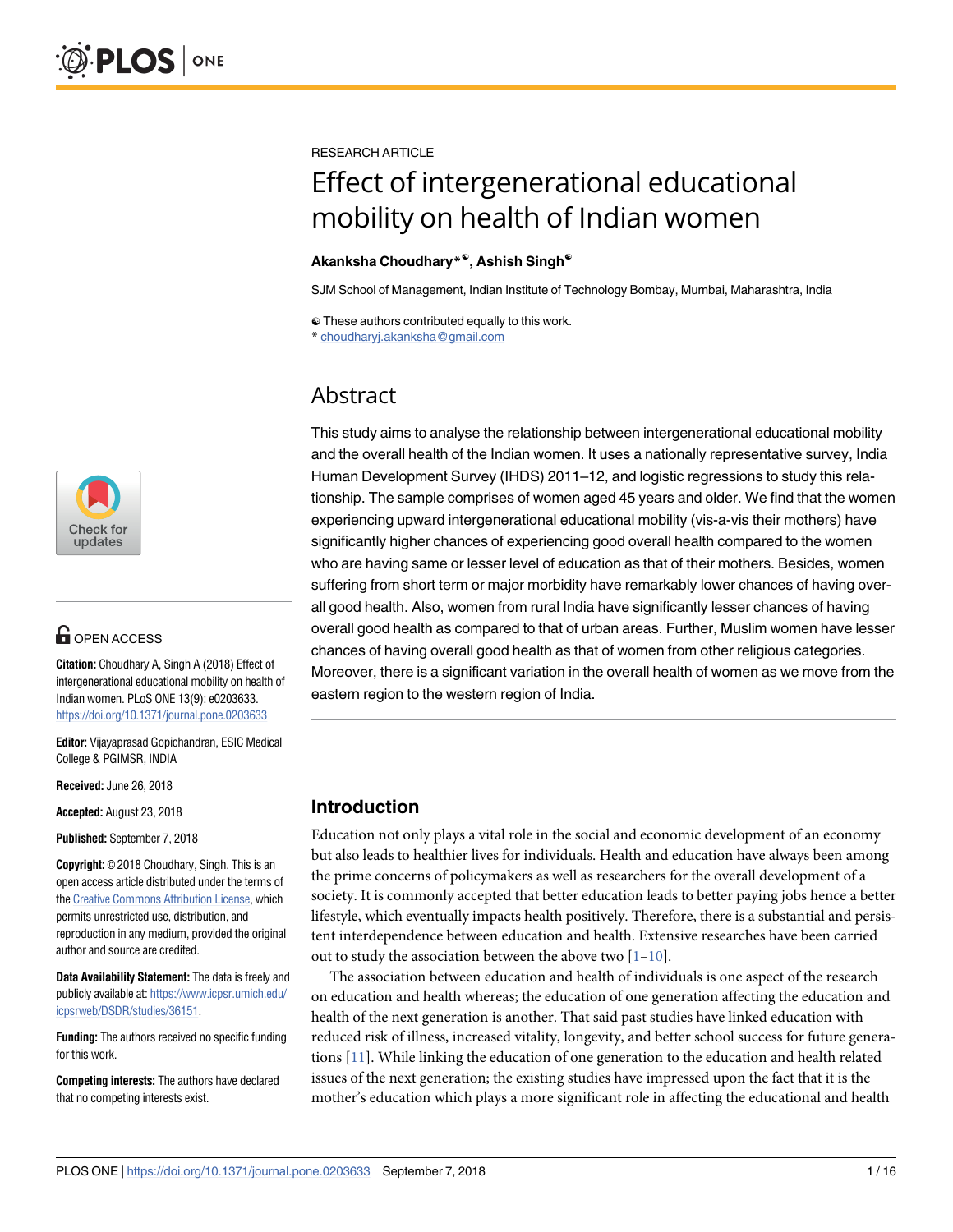RESEARCH ARTICLE

# Effect of intergenerational educational mobility on health of Indian women

**Akanksha Choudhary*☯, Ashish Singh☯**

SJM School of Management, Indian Institute of Technology Bombay, Mumbai, Maharashtra, India

☯ These authors contributed equally to this work.
* choudharyj.akanksha@gmail.com

## Abstract

This study aims to analyse the relationship between intergenerational educational mobility and the overall health of the Indian women. It uses a nationally representative survey, India Human Development Survey (IHDS) 2011–12, and logistic regressions to study this relationship. The sample comprises of women aged 45 years and older. We find that the women experiencing upward intergenerational educational mobility (vis-a-vis their mothers) have significantly higher chances of experiencing good overall health compared to the women who are having same or lesser level of education as that of their mothers. Besides, women suffering from short term or major morbidity have remarkably lower chances of having overall good health. Also, women from rural India have significantly lesser chances of having overall good health as compared to that of urban areas. Further, Muslim women have lesser chances of having overall good health as that of women from other religious categories. Moreover, there is a significant variation in the overall health of women as we move from the eastern region to the western region of India.

OPEN ACCESS

**Citation:** Choudhary A, Singh A (2018) Effect of intergenerational educational mobility on health of Indian women. PLoS ONE 13(9): e0203633. https://doi.org/10.1371/journal.pone.0203633

**Editor:** Vijayaprasad Gopichandran, ESIC Medical College & PGIMSR, INDIA

**Received:** June 26, 2018

**Accepted:** August 23, 2018

**Published:** September 7, 2018

**Copyright:** © 2018 Choudhary, Singh. This is an open access article distributed under the terms of the Creative Commons Attribution License, which permits unrestricted use, distribution, and reproduction in any medium, provided the original author and source are credited.

**Data Availability Statement:** The data is freely and publicly available at: https://www.icpsr.umich.edu/icpsrweb/DSDR/studies/36151.

**Funding:** The authors received no specific funding for this work.

**Competing interests:** The authors have declared that no competing interests exist.

## Introduction

Education not only plays a vital role in the social and economic development of an economy but also leads to healthier lives for individuals. Health and education have always been among the prime concerns of policymakers as well as researchers for the overall development of a society. It is commonly accepted that better education leads to better paying jobs hence a better lifestyle, which eventually impacts health positively. Therefore, there is a substantial and persistent interdependence between education and health. Extensive researches have been carried out to study the association between the above two [1–10].

The association between education and health of individuals is one aspect of the research on education and health whereas; the education of one generation affecting the education and health of the next generation is another. That said past studies have linked education with reduced risk of illness, increased vitality, longevity, and better school success for future generations [11]. While linking the education of one generation to the education and health related issues of the next generation; the existing studies have impressed upon the fact that it is the mother's education which plays a more significant role in affecting the educational and health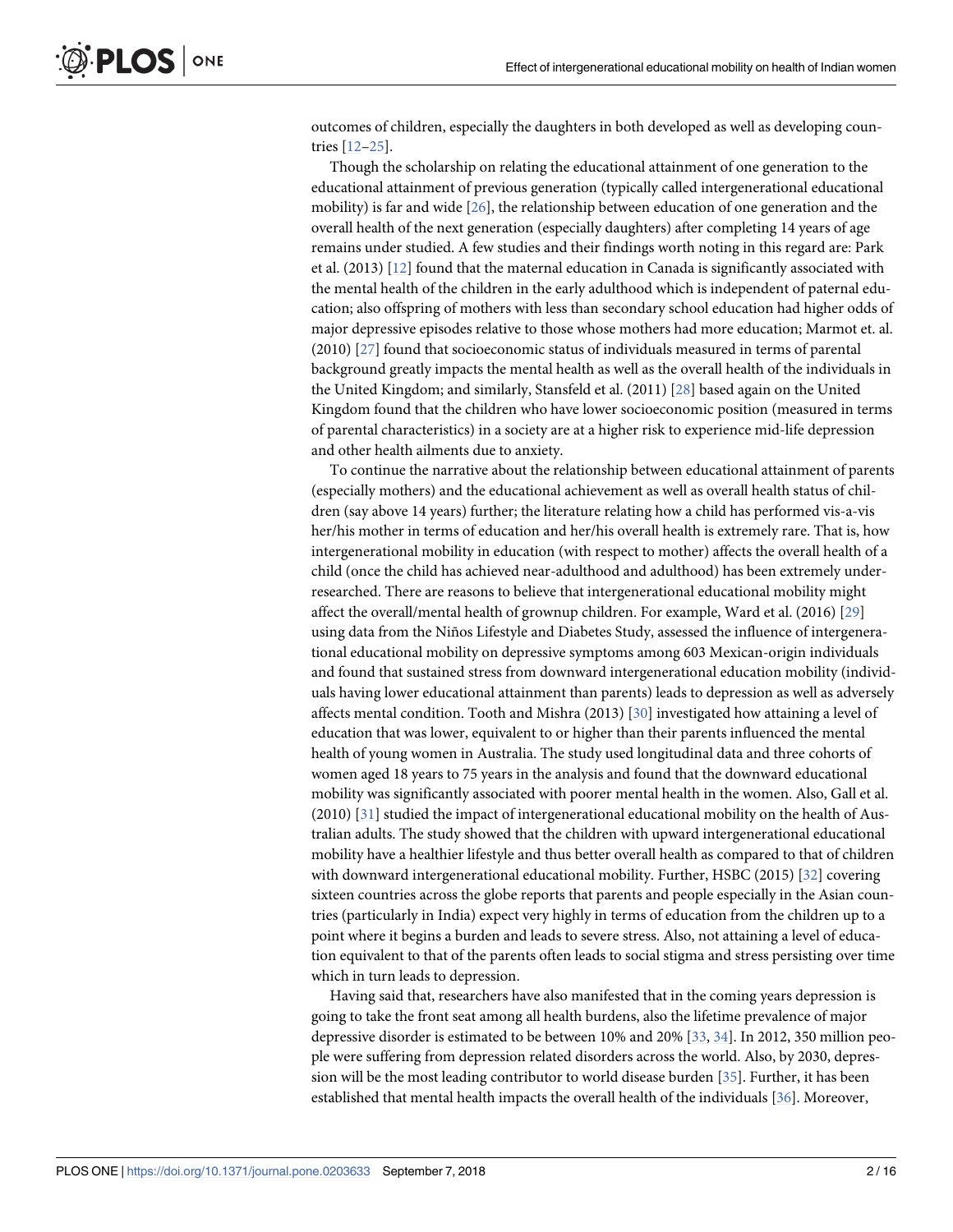outcomes of children, especially the daughters in both developed as well as developing countries [12–25].

Though the scholarship on relating the educational attainment of one generation to the educational attainment of previous generation (typically called intergenerational educational mobility) is far and wide [26], the relationship between education of one generation and the overall health of the next generation (especially daughters) after completing 14 years of age remains under studied. A few studies and their findings worth noting in this regard are: Park et al. (2013) [12] found that the maternal education in Canada is significantly associated with the mental health of the children in the early adulthood which is independent of paternal education; also offspring of mothers with less than secondary school education had higher odds of major depressive episodes relative to those whose mothers had more education; Marmot et. al. (2010) [27] found that socioeconomic status of individuals measured in terms of parental background greatly impacts the mental health as well as the overall health of the individuals in the United Kingdom; and similarly, Stansfeld et al. (2011) [28] based again on the United Kingdom found that the children who have lower socioeconomic position (measured in terms of parental characteristics) in a society are at a higher risk to experience mid-life depression and other health ailments due to anxiety.

To continue the narrative about the relationship between educational attainment of parents (especially mothers) and the educational achievement as well as overall health status of children (say above 14 years) further; the literature relating how a child has performed vis-a-vis her/his mother in terms of education and her/his overall health is extremely rare. That is, how intergenerational mobility in education (with respect to mother) affects the overall health of a child (once the child has achieved near-adulthood and adulthood) has been extremely under-researched. There are reasons to believe that intergenerational educational mobility might affect the overall/mental health of grownup children. For example, Ward et al. (2016) [29] using data from the Niños Lifestyle and Diabetes Study, assessed the influence of intergenerational educational mobility on depressive symptoms among 603 Mexican-origin individuals and found that sustained stress from downward intergenerational education mobility (individuals having lower educational attainment than parents) leads to depression as well as adversely affects mental condition. Tooth and Mishra (2013) [30] investigated how attaining a level of education that was lower, equivalent to or higher than their parents influenced the mental health of young women in Australia. The study used longitudinal data and three cohorts of women aged 18 years to 75 years in the analysis and found that the downward educational mobility was significantly associated with poorer mental health in the women. Also, Gall et al. (2010) [31] studied the impact of intergenerational educational mobility on the health of Australian adults. The study showed that the children with upward intergenerational educational mobility have a healthier lifestyle and thus better overall health as compared to that of children with downward intergenerational educational mobility. Further, HSBC (2015) [32] covering sixteen countries across the globe reports that parents and people especially in the Asian countries (particularly in India) expect very highly in terms of education from the children up to a point where it begins a burden and leads to severe stress. Also, not attaining a level of education equivalent to that of the parents often leads to social stigma and stress persisting over time which in turn leads to depression.

Having said that, researchers have also manifested that in the coming years depression is going to take the front seat among all health burdens, also the lifetime prevalence of major depressive disorder is estimated to be between 10% and 20% [33, 34]. In 2012, 350 million people were suffering from depression related disorders across the world. Also, by 2030, depression will be the most leading contributor to world disease burden [35]. Further, it has been established that mental health impacts the overall health of the individuals [36]. Moreover,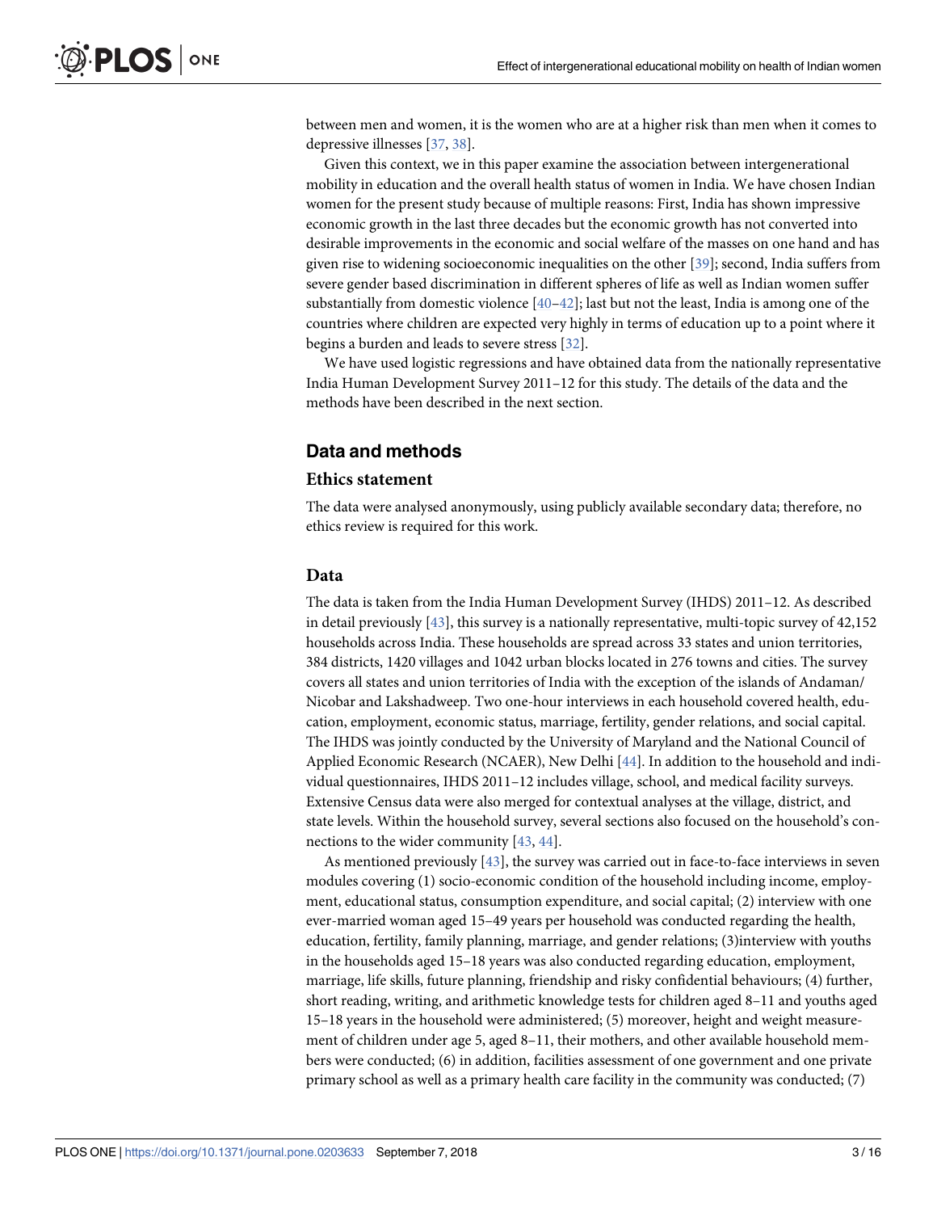between men and women, it is the women who are at a higher risk than men when it comes to depressive illnesses [37, 38].

Given this context, we in this paper examine the association between intergenerational mobility in education and the overall health status of women in India. We have chosen Indian women for the present study because of multiple reasons: First, India has shown impressive economic growth in the last three decades but the economic growth has not converted into desirable improvements in the economic and social welfare of the masses on one hand and has given rise to widening socioeconomic inequalities on the other [39]; second, India suffers from severe gender based discrimination in different spheres of life as well as Indian women suffer substantially from domestic violence [40–42]; last but not the least, India is among one of the countries where children are expected very highly in terms of education up to a point where it begins a burden and leads to severe stress [32].

We have used logistic regressions and have obtained data from the nationally representative India Human Development Survey 2011–12 for this study. The details of the data and the methods have been described in the next section.

## Data and methods

### Ethics statement

The data were analysed anonymously, using publicly available secondary data; therefore, no ethics review is required for this work.

### Data

The data is taken from the India Human Development Survey (IHDS) 2011–12. As described in detail previously [43], this survey is a nationally representative, multi-topic survey of 42,152 households across India. These households are spread across 33 states and union territories, 384 districts, 1420 villages and 1042 urban blocks located in 276 towns and cities. The survey covers all states and union territories of India with the exception of the islands of Andaman/Nicobar and Lakshadweep. Two one-hour interviews in each household covered health, education, employment, economic status, marriage, fertility, gender relations, and social capital. The IHDS was jointly conducted by the University of Maryland and the National Council of Applied Economic Research (NCAER), New Delhi [44]. In addition to the household and individual questionnaires, IHDS 2011–12 includes village, school, and medical facility surveys. Extensive Census data were also merged for contextual analyses at the village, district, and state levels. Within the household survey, several sections also focused on the household's connections to the wider community [43, 44].

As mentioned previously [43], the survey was carried out in face-to-face interviews in seven modules covering (1) socio-economic condition of the household including income, employment, educational status, consumption expenditure, and social capital; (2) interview with one ever-married woman aged 15–49 years per household was conducted regarding the health, education, fertility, family planning, marriage, and gender relations; (3)interview with youths in the households aged 15–18 years was also conducted regarding education, employment, marriage, life skills, future planning, friendship and risky confidential behaviours; (4) further, short reading, writing, and arithmetic knowledge tests for children aged 8–11 and youths aged 15–18 years in the household were administered; (5) moreover, height and weight measurement of children under age 5, aged 8–11, their mothers, and other available household members were conducted; (6) in addition, facilities assessment of one government and one private primary school as well as a primary health care facility in the community was conducted; (7)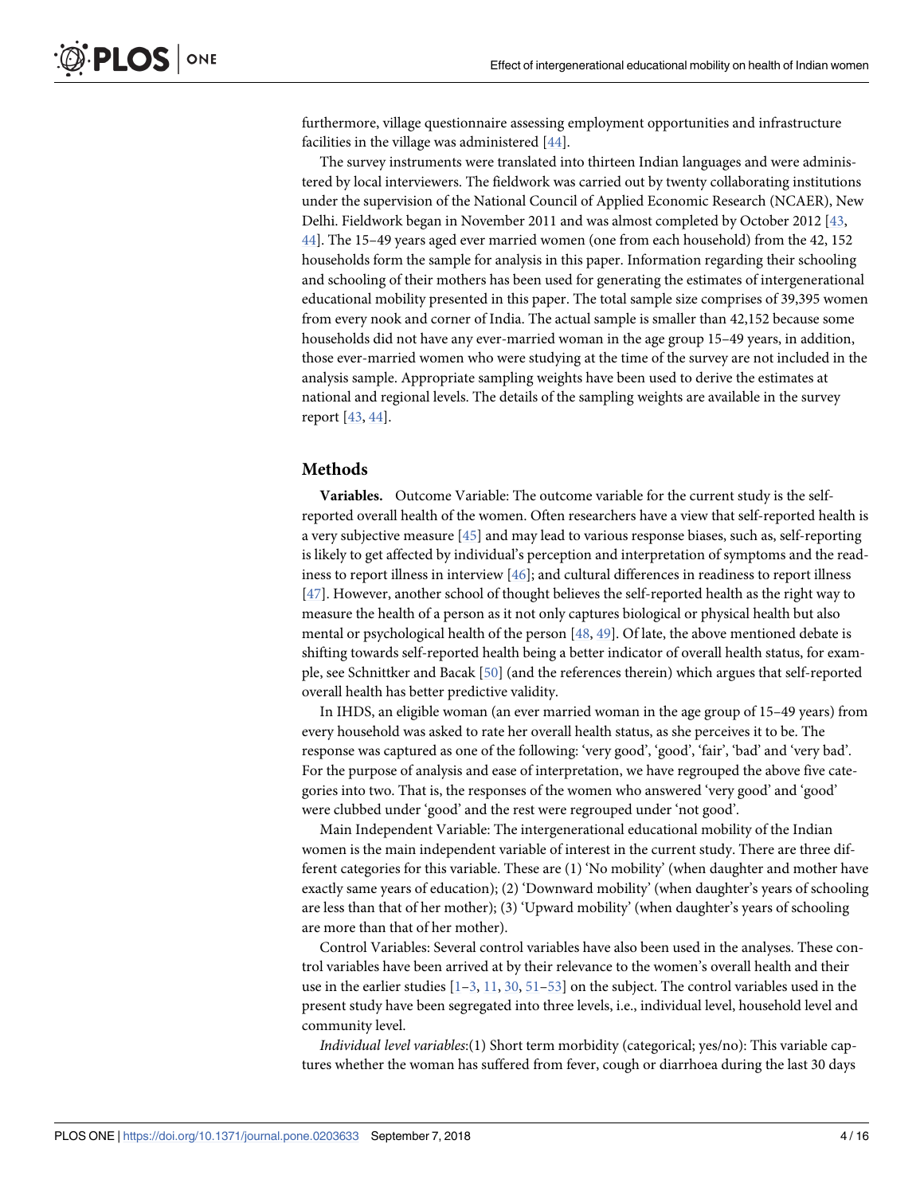furthermore, village questionnaire assessing employment opportunities and infrastructure facilities in the village was administered [44].

The survey instruments were translated into thirteen Indian languages and were administered by local interviewers. The fieldwork was carried out by twenty collaborating institutions under the supervision of the National Council of Applied Economic Research (NCAER), New Delhi. Fieldwork began in November 2011 and was almost completed by October 2012 [43, 44]. The 15–49 years aged ever married women (one from each household) from the 42, 152 households form the sample for analysis in this paper. Information regarding their schooling and schooling of their mothers has been used for generating the estimates of intergenerational educational mobility presented in this paper. The total sample size comprises of 39,395 women from every nook and corner of India. The actual sample is smaller than 42,152 because some households did not have any ever-married woman in the age group 15–49 years, in addition, those ever-married women who were studying at the time of the survey are not included in the analysis sample. Appropriate sampling weights have been used to derive the estimates at national and regional levels. The details of the sampling weights are available in the survey report [43, 44].

## Methods

**Variables.** Outcome Variable: The outcome variable for the current study is the self-reported overall health of the women. Often researchers have a view that self-reported health is a very subjective measure [45] and may lead to various response biases, such as, self-reporting is likely to get affected by individual's perception and interpretation of symptoms and the readiness to report illness in interview [46]; and cultural differences in readiness to report illness [47]. However, another school of thought believes the self-reported health as the right way to measure the health of a person as it not only captures biological or physical health but also mental or psychological health of the person [48, 49]. Of late, the above mentioned debate is shifting towards self-reported health being a better indicator of overall health status, for example, see Schnittker and Bacak [50] (and the references therein) which argues that self-reported overall health has better predictive validity.

In IHDS, an eligible woman (an ever married woman in the age group of 15–49 years) from every household was asked to rate her overall health status, as she perceives it to be. The response was captured as one of the following: 'very good', 'good', 'fair', 'bad' and 'very bad'. For the purpose of analysis and ease of interpretation, we have regrouped the above five categories into two. That is, the responses of the women who answered 'very good' and 'good' were clubbed under 'good' and the rest were regrouped under 'not good'.

Main Independent Variable: The intergenerational educational mobility of the Indian women is the main independent variable of interest in the current study. There are three different categories for this variable. These are (1) 'No mobility' (when daughter and mother have exactly same years of education); (2) 'Downward mobility' (when daughter's years of schooling are less than that of her mother); (3) 'Upward mobility' (when daughter's years of schooling are more than that of her mother).

Control Variables: Several control variables have also been used in the analyses. These control variables have been arrived at by their relevance to the women's overall health and their use in the earlier studies [1–3, 11, 30, 51–53] on the subject. The control variables used in the present study have been segregated into three levels, i.e., individual level, household level and community level.

*Individual level variables*:(1) Short term morbidity (categorical; yes/no): This variable captures whether the woman has suffered from fever, cough or diarrhoea during the last 30 days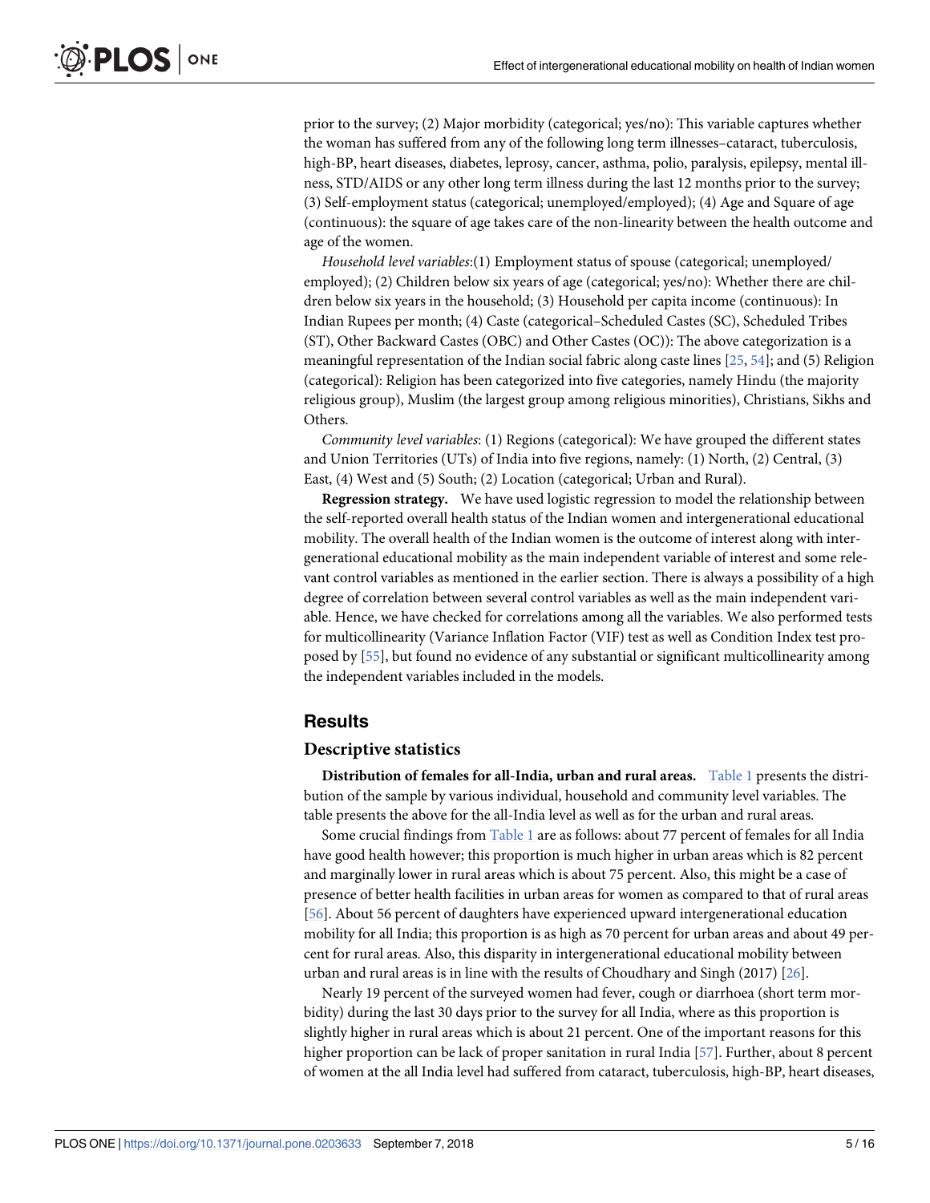prior to the survey; (2) Major morbidity (categorical; yes/no): This variable captures whether the woman has suffered from any of the following long term illnesses–cataract, tuberculosis, high-BP, heart diseases, diabetes, leprosy, cancer, asthma, polio, paralysis, epilepsy, mental illness, STD/AIDS or any other long term illness during the last 12 months prior to the survey; (3) Self-employment status (categorical; unemployed/employed); (4) Age and Square of age (continuous): the square of age takes care of the non-linearity between the health outcome and age of the women.

*Household level variables*:(1) Employment status of spouse (categorical; unemployed/employed); (2) Children below six years of age (categorical; yes/no): Whether there are children below six years in the household; (3) Household per capita income (continuous): In Indian Rupees per month; (4) Caste (categorical–Scheduled Castes (SC), Scheduled Tribes (ST), Other Backward Castes (OBC) and Other Castes (OC)): The above categorization is a meaningful representation of the Indian social fabric along caste lines [25, 54]; and (5) Religion (categorical): Religion has been categorized into five categories, namely Hindu (the majority religious group), Muslim (the largest group among religious minorities), Christians, Sikhs and Others.

*Community level variables*: (1) Regions (categorical): We have grouped the different states and Union Territories (UTs) of India into five regions, namely: (1) North, (2) Central, (3) East, (4) West and (5) South; (2) Location (categorical; Urban and Rural).

**Regression strategy.** We have used logistic regression to model the relationship between the self-reported overall health status of the Indian women and intergenerational educational mobility. The overall health of the Indian women is the outcome of interest along with intergenerational educational mobility as the main independent variable of interest and some relevant control variables as mentioned in the earlier section. There is always a possibility of a high degree of correlation between several control variables as well as the main independent variable. Hence, we have checked for correlations among all the variables. We also performed tests for multicollinearity (Variance Inflation Factor (VIF) test as well as Condition Index test proposed by [55], but found no evidence of any substantial or significant multicollinearity among the independent variables included in the models.

## Results

### Descriptive statistics

**Distribution of females for all-India, urban and rural areas.** Table 1 presents the distribution of the sample by various individual, household and community level variables. The table presents the above for the all-India level as well as for the urban and rural areas.

Some crucial findings from Table 1 are as follows: about 77 percent of females for all India have good health however; this proportion is much higher in urban areas which is 82 percent and marginally lower in rural areas which is about 75 percent. Also, this might be a case of presence of better health facilities in urban areas for women as compared to that of rural areas [56]. About 56 percent of daughters have experienced upward intergenerational education mobility for all India; this proportion is as high as 70 percent for urban areas and about 49 percent for rural areas. Also, this disparity in intergenerational educational mobility between urban and rural areas is in line with the results of Choudhary and Singh (2017) [26].

Nearly 19 percent of the surveyed women had fever, cough or diarrhoea (short term morbidity) during the last 30 days prior to the survey for all India, where as this proportion is slightly higher in rural areas which is about 21 percent. One of the important reasons for this higher proportion can be lack of proper sanitation in rural India [57]. Further, about 8 percent of women at the all India level had suffered from cataract, tuberculosis, high-BP, heart diseases,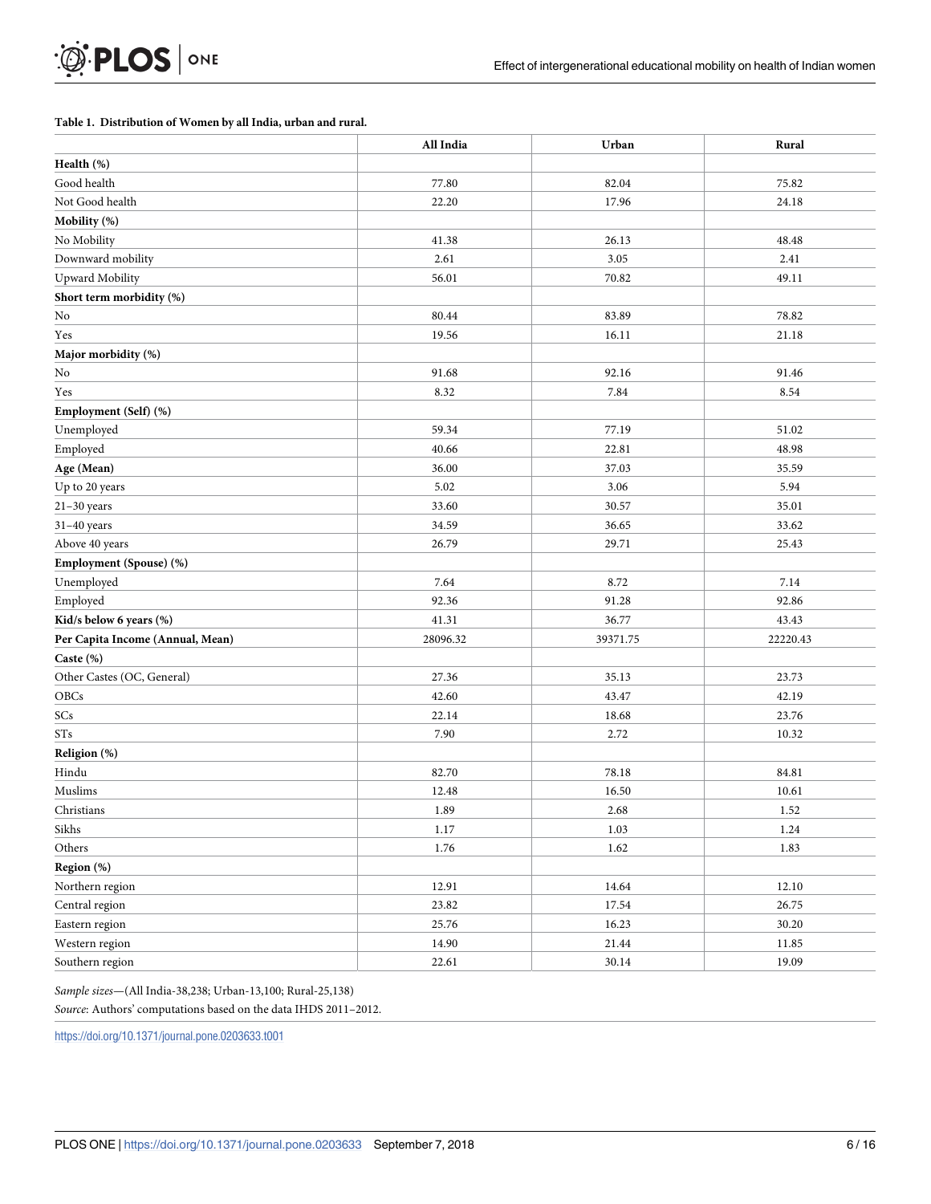**Table 1. Distribution of Women by all India, urban and rural.**

| | All India | Urban | Rural |
|---|---|---|---|
| **Health (%)** | | | |
| Good health | 77.80 | 82.04 | 75.82 |
| Not Good health | 22.20 | 17.96 | 24.18 |
| **Mobility (%)** | | | |
| No Mobility | 41.38 | 26.13 | 48.48 |
| Downward mobility | 2.61 | 3.05 | 2.41 |
| Upward Mobility | 56.01 | 70.82 | 49.11 |
| **Short term morbidity (%)** | | | |
| No | 80.44 | 83.89 | 78.82 |
| Yes | 19.56 | 16.11 | 21.18 |
| **Major morbidity (%)** | | | |
| No | 91.68 | 92.16 | 91.46 |
| Yes | 8.32 | 7.84 | 8.54 |
| **Employment (Self) (%)** | | | |
| Unemployed | 59.34 | 77.19 | 51.02 |
| Employed | 40.66 | 22.81 | 48.98 |
| **Age (Mean)** | 36.00 | 37.03 | 35.59 |
| Up to 20 years | 5.02 | 3.06 | 5.94 |
| 21–30 years | 33.60 | 30.57 | 35.01 |
| 31–40 years | 34.59 | 36.65 | 33.62 |
| Above 40 years | 26.79 | 29.71 | 25.43 |
| **Employment (Spouse) (%)** | | | |
| Unemployed | 7.64 | 8.72 | 7.14 |
| Employed | 92.36 | 91.28 | 92.86 |
| **Kid/s below 6 years (%)** | 41.31 | 36.77 | 43.43 |
| **Per Capita Income (Annual, Mean)** | 28096.32 | 39371.75 | 22220.43 |
| **Caste (%)** | | | |
| Other Castes (OC, General) | 27.36 | 35.13 | 23.73 |
| OBCs | 42.60 | 43.47 | 42.19 |
| SCs | 22.14 | 18.68 | 23.76 |
| STs | 7.90 | 2.72 | 10.32 |
| **Religion (%)** | | | |
| Hindu | 82.70 | 78.18 | 84.81 |
| Muslims | 12.48 | 16.50 | 10.61 |
| Christians | 1.89 | 2.68 | 1.52 |
| Sikhs | 1.17 | 1.03 | 1.24 |
| Others | 1.76 | 1.62 | 1.83 |
| **Region (%)** | | | |
| Northern region | 12.91 | 14.64 | 12.10 |
| Central region | 23.82 | 17.54 | 26.75 |
| Eastern region | 25.76 | 16.23 | 30.20 |
| Western region | 14.90 | 21.44 | 11.85 |
| Southern region | 22.61 | 30.14 | 19.09 |

*Sample sizes*—(All India-38,238; Urban-13,100; Rural-25,138)

*Source*: Authors' computations based on the data IHDS 2011–2012.

https://doi.org/10.1371/journal.pone.0203633.t001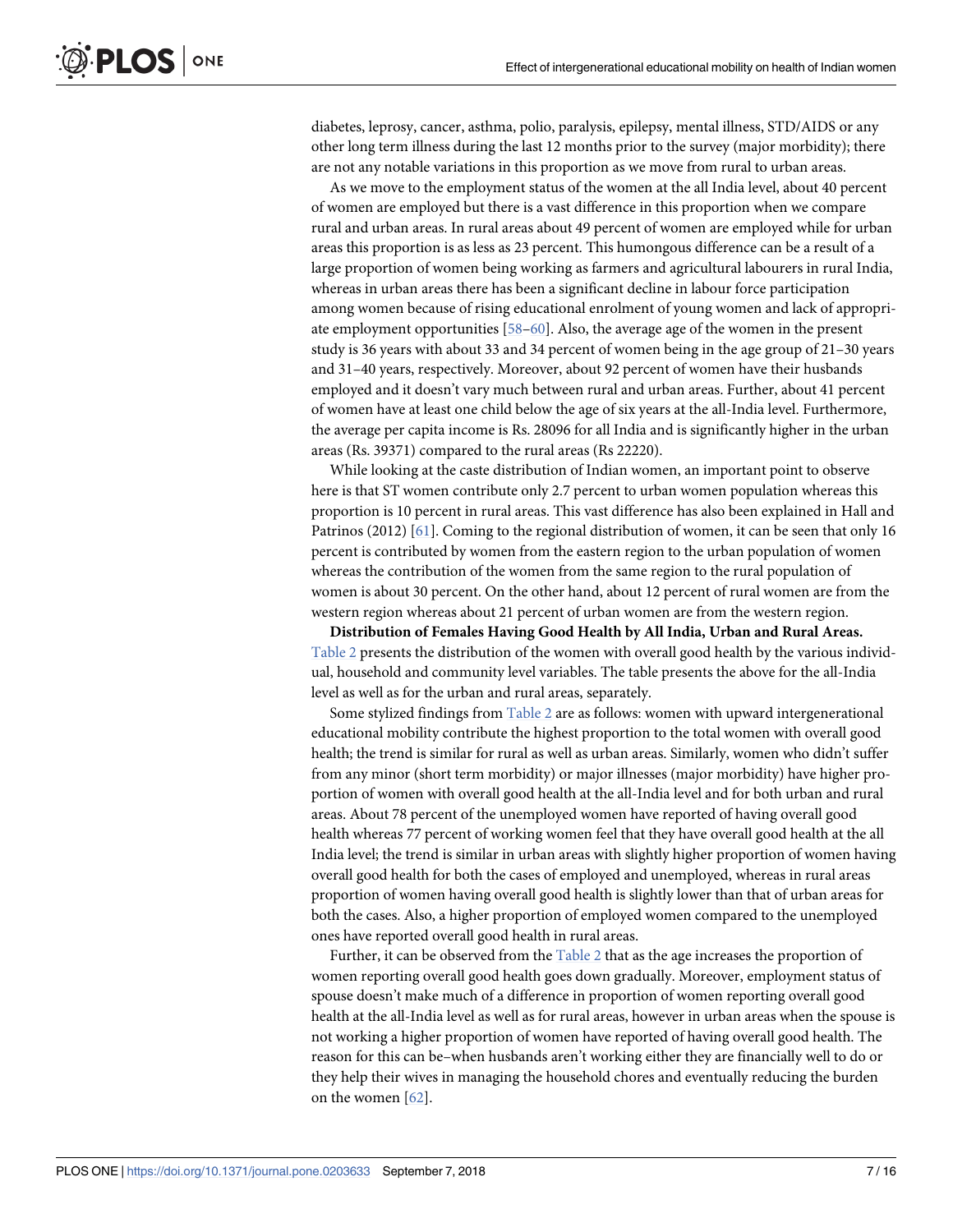diabetes, leprosy, cancer, asthma, polio, paralysis, epilepsy, mental illness, STD/AIDS or any other long term illness during the last 12 months prior to the survey (major morbidity); there are not any notable variations in this proportion as we move from rural to urban areas.

As we move to the employment status of the women at the all India level, about 40 percent of women are employed but there is a vast difference in this proportion when we compare rural and urban areas. In rural areas about 49 percent of women are employed while for urban areas this proportion is as less as 23 percent. This humongous difference can be a result of a large proportion of women being working as farmers and agricultural labourers in rural India, whereas in urban areas there has been a significant decline in labour force participation among women because of rising educational enrolment of young women and lack of appropriate employment opportunities [58–60]. Also, the average age of the women in the present study is 36 years with about 33 and 34 percent of women being in the age group of 21–30 years and 31–40 years, respectively. Moreover, about 92 percent of women have their husbands employed and it doesn't vary much between rural and urban areas. Further, about 41 percent of women have at least one child below the age of six years at the all-India level. Furthermore, the average per capita income is Rs. 28096 for all India and is significantly higher in the urban areas (Rs. 39371) compared to the rural areas (Rs 22220).

While looking at the caste distribution of Indian women, an important point to observe here is that ST women contribute only 2.7 percent to urban women population whereas this proportion is 10 percent in rural areas. This vast difference has also been explained in Hall and Patrinos (2012) [61]. Coming to the regional distribution of women, it can be seen that only 16 percent is contributed by women from the eastern region to the urban population of women whereas the contribution of the women from the same region to the rural population of women is about 30 percent. On the other hand, about 12 percent of rural women are from the western region whereas about 21 percent of urban women are from the western region.

**Distribution of Females Having Good Health by All India, Urban and Rural Areas.** Table 2 presents the distribution of the women with overall good health by the various individual, household and community level variables. The table presents the above for the all-India level as well as for the urban and rural areas, separately.

Some stylized findings from Table 2 are as follows: women with upward intergenerational educational mobility contribute the highest proportion to the total women with overall good health; the trend is similar for rural as well as urban areas. Similarly, women who didn't suffer from any minor (short term morbidity) or major illnesses (major morbidity) have higher proportion of women with overall good health at the all-India level and for both urban and rural areas. About 78 percent of the unemployed women have reported of having overall good health whereas 77 percent of working women feel that they have overall good health at the all India level; the trend is similar in urban areas with slightly higher proportion of women having overall good health for both the cases of employed and unemployed, whereas in rural areas proportion of women having overall good health is slightly lower than that of urban areas for both the cases. Also, a higher proportion of employed women compared to the unemployed ones have reported overall good health in rural areas.

Further, it can be observed from the Table 2 that as the age increases the proportion of women reporting overall good health goes down gradually. Moreover, employment status of spouse doesn't make much of a difference in proportion of women reporting overall good health at the all-India level as well as for rural areas, however in urban areas when the spouse is not working a higher proportion of women have reported of having overall good health. The reason for this can be–when husbands aren't working either they are financially well to do or they help their wives in managing the household chores and eventually reducing the burden on the women [62].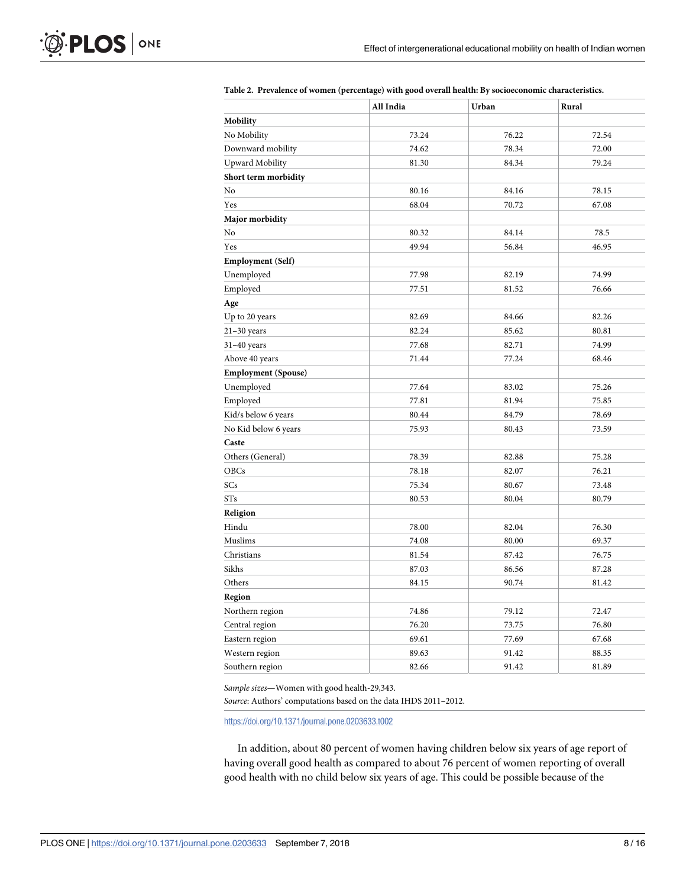**Table 2. Prevalence of women (percentage) with good overall health: By socioeconomic characteristics.**

| | All India | Urban | Rural |
|---|---|---|---|
| **Mobility** | | | |
| No Mobility | 73.24 | 76.22 | 72.54 |
| Downward mobility | 74.62 | 78.34 | 72.00 |
| Upward Mobility | 81.30 | 84.34 | 79.24 |
| **Short term morbidity** | | | |
| No | 80.16 | 84.16 | 78.15 |
| Yes | 68.04 | 70.72 | 67.08 |
| **Major morbidity** | | | |
| No | 80.32 | 84.14 | 78.5 |
| Yes | 49.94 | 56.84 | 46.95 |
| **Employment (Self)** | | | |
| Unemployed | 77.98 | 82.19 | 74.99 |
| Employed | 77.51 | 81.52 | 76.66 |
| **Age** | | | |
| Up to 20 years | 82.69 | 84.66 | 82.26 |
| 21–30 years | 82.24 | 85.62 | 80.81 |
| 31–40 years | 77.68 | 82.71 | 74.99 |
| Above 40 years | 71.44 | 77.24 | 68.46 |
| **Employment (Spouse)** | | | |
| Unemployed | 77.64 | 83.02 | 75.26 |
| Employed | 77.81 | 81.94 | 75.85 |
| Kid/s below 6 years | 80.44 | 84.79 | 78.69 |
| No Kid below 6 years | 75.93 | 80.43 | 73.59 |
| **Caste** | | | |
| Others (General) | 78.39 | 82.88 | 75.28 |
| OBCs | 78.18 | 82.07 | 76.21 |
| SCs | 75.34 | 80.67 | 73.48 |
| STs | 80.53 | 80.04 | 80.79 |
| **Religion** | | | |
| Hindu | 78.00 | 82.04 | 76.30 |
| Muslims | 74.08 | 80.00 | 69.37 |
| Christians | 81.54 | 87.42 | 76.75 |
| Sikhs | 87.03 | 86.56 | 87.28 |
| Others | 84.15 | 90.74 | 81.42 |
| **Region** | | | |
| Northern region | 74.86 | 79.12 | 72.47 |
| Central region | 76.20 | 73.75 | 76.80 |
| Eastern region | 69.61 | 77.69 | 67.68 |
| Western region | 89.63 | 91.42 | 88.35 |
| Southern region | 82.66 | 91.42 | 81.89 |

*Sample sizes*—Women with good health-29,343.

*Source*: Authors' computations based on the data IHDS 2011–2012.

https://doi.org/10.1371/journal.pone.0203633.t002

In addition, about 80 percent of women having children below six years of age report of having overall good health as compared to about 76 percent of women reporting of overall good health with no child below six years of age. This could be possible because of the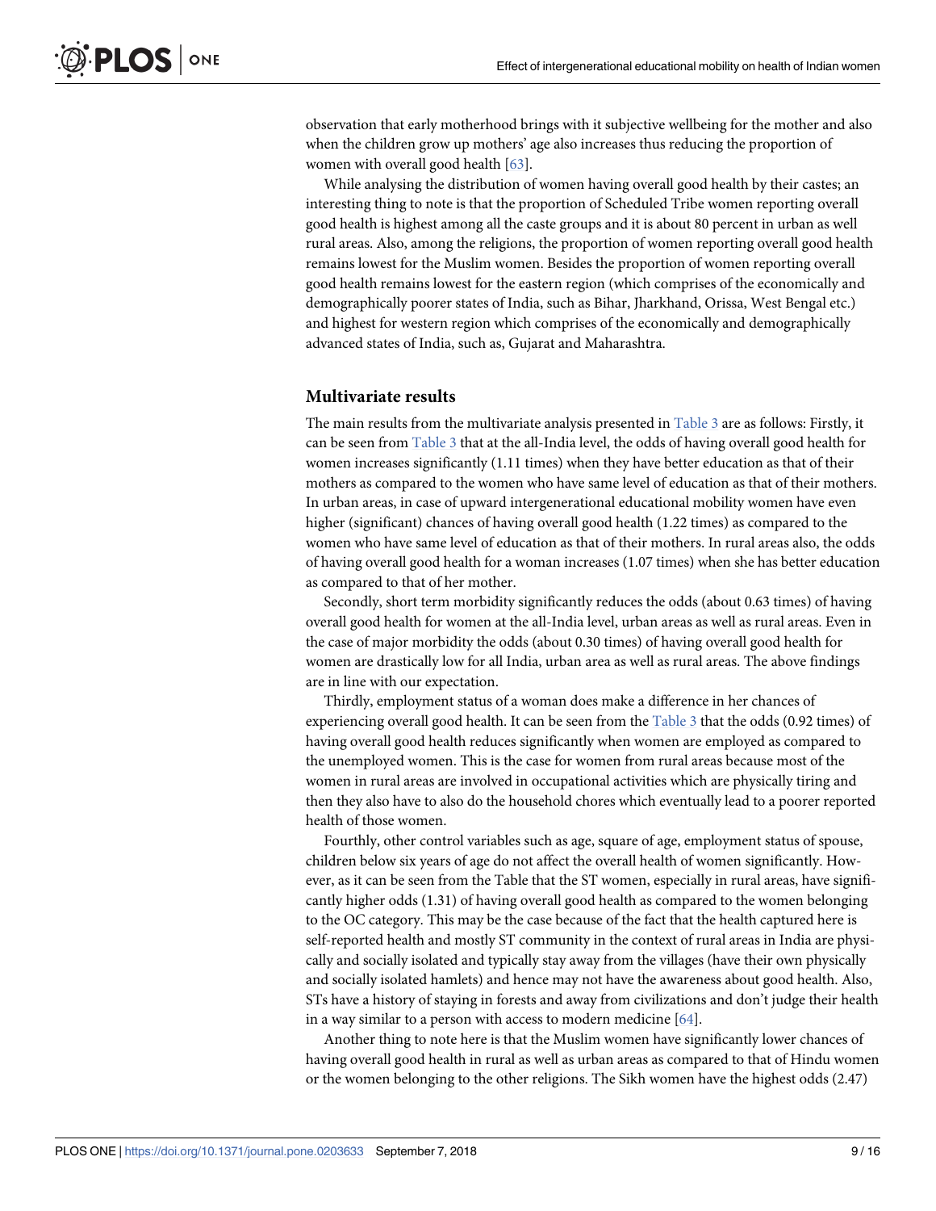observation that early motherhood brings with it subjective wellbeing for the mother and also when the children grow up mothers' age also increases thus reducing the proportion of women with overall good health [63].

While analysing the distribution of women having overall good health by their castes; an interesting thing to note is that the proportion of Scheduled Tribe women reporting overall good health is highest among all the caste groups and it is about 80 percent in urban as well rural areas. Also, among the religions, the proportion of women reporting overall good health remains lowest for the Muslim women. Besides the proportion of women reporting overall good health remains lowest for the eastern region (which comprises of the economically and demographically poorer states of India, such as Bihar, Jharkhand, Orissa, West Bengal etc.) and highest for western region which comprises of the economically and demographically advanced states of India, such as, Gujarat and Maharashtra.

## Multivariate results

The main results from the multivariate analysis presented in Table 3 are as follows: Firstly, it can be seen from Table 3 that at the all-India level, the odds of having overall good health for women increases significantly (1.11 times) when they have better education as that of their mothers as compared to the women who have same level of education as that of their mothers. In urban areas, in case of upward intergenerational educational mobility women have even higher (significant) chances of having overall good health (1.22 times) as compared to the women who have same level of education as that of their mothers. In rural areas also, the odds of having overall good health for a woman increases (1.07 times) when she has better education as compared to that of her mother.

Secondly, short term morbidity significantly reduces the odds (about 0.63 times) of having overall good health for women at the all-India level, urban areas as well as rural areas. Even in the case of major morbidity the odds (about 0.30 times) of having overall good health for women are drastically low for all India, urban area as well as rural areas. The above findings are in line with our expectation.

Thirdly, employment status of a woman does make a difference in her chances of experiencing overall good health. It can be seen from the Table 3 that the odds (0.92 times) of having overall good health reduces significantly when women are employed as compared to the unemployed women. This is the case for women from rural areas because most of the women in rural areas are involved in occupational activities which are physically tiring and then they also have to also do the household chores which eventually lead to a poorer reported health of those women.

Fourthly, other control variables such as age, square of age, employment status of spouse, children below six years of age do not affect the overall health of women significantly. However, as it can be seen from the Table that the ST women, especially in rural areas, have significantly higher odds (1.31) of having overall good health as compared to the women belonging to the OC category. This may be the case because of the fact that the health captured here is self-reported health and mostly ST community in the context of rural areas in India are physically and socially isolated and typically stay away from the villages (have their own physically and socially isolated hamlets) and hence may not have the awareness about good health. Also, STs have a history of staying in forests and away from civilizations and don't judge their health in a way similar to a person with access to modern medicine [64].

Another thing to note here is that the Muslim women have significantly lower chances of having overall good health in rural as well as urban areas as compared to that of Hindu women or the women belonging to the other religions. The Sikh women have the highest odds (2.47)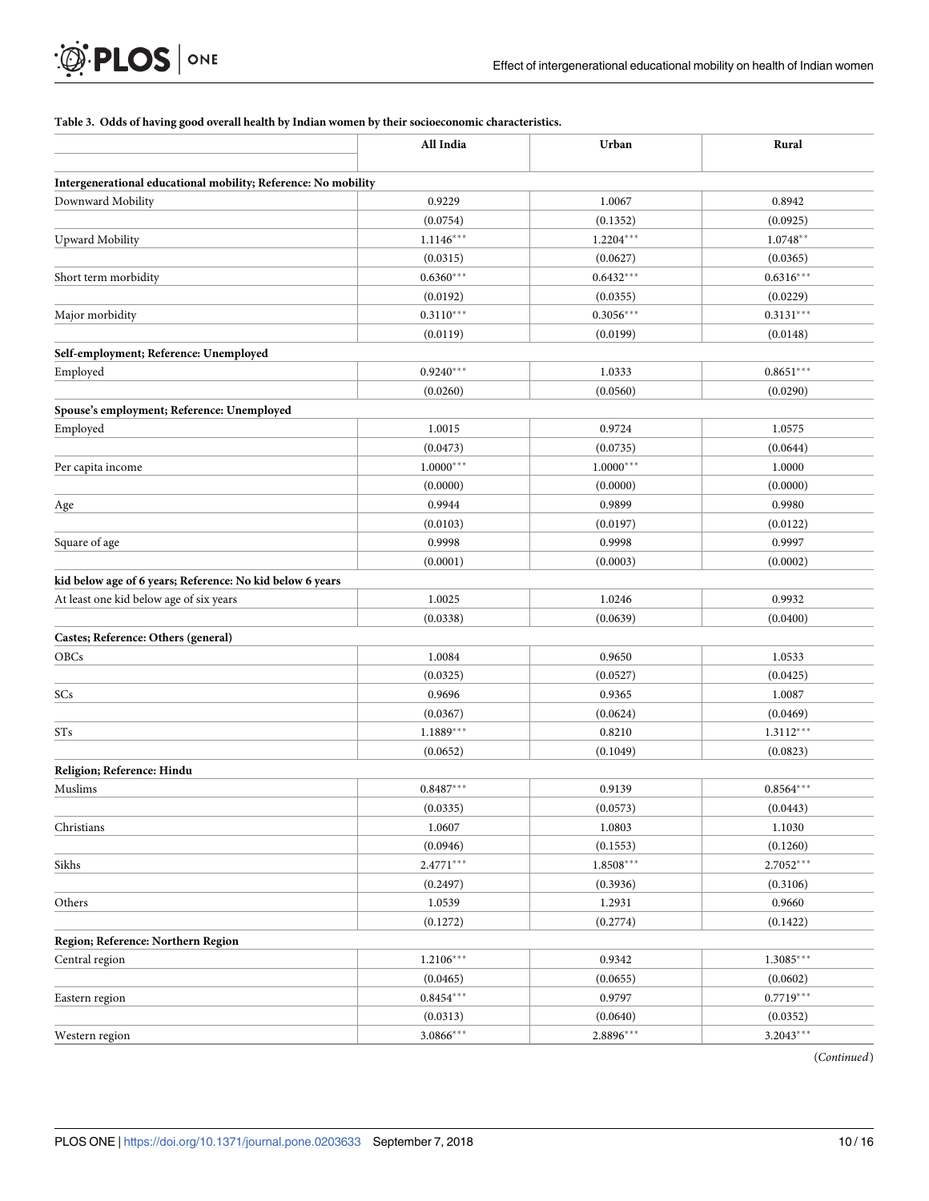**Table 3. Odds of having good overall health by Indian women by their socioeconomic characteristics.**

| | All India | Urban | Rural |
|---|---|---|---|
| **Intergenerational educational mobility; Reference: No mobility** | | | |
| Downward Mobility | 0.9229 | 1.0067 | 0.8942 |
| | (0.0754) | (0.1352) | (0.0925) |
| Upward Mobility | 1.1146*** | 1.2204*** | 1.0748** |
| | (0.0315) | (0.0627) | (0.0365) |
| Short term morbidity | 0.6360*** | 0.6432*** | 0.6316*** |
| | (0.0192) | (0.0355) | (0.0229) |
| Major morbidity | 0.3110*** | 0.3056*** | 0.3131*** |
| | (0.0119) | (0.0199) | (0.0148) |
| **Self-employment; Reference: Unemployed** | | | |
| Employed | 0.9240*** | 1.0333 | 0.8651*** |
| | (0.0260) | (0.0560) | (0.0290) |
| **Spouse's employment; Reference: Unemployed** | | | |
| Employed | 1.0015 | 0.9724 | 1.0575 |
| | (0.0473) | (0.0735) | (0.0644) |
| Per capita income | 1.0000*** | 1.0000*** | 1.0000 |
| | (0.0000) | (0.0000) | (0.0000) |
| Age | 0.9944 | 0.9899 | 0.9980 |
| | (0.0103) | (0.0197) | (0.0122) |
| Square of age | 0.9998 | 0.9998 | 0.9997 |
| | (0.0001) | (0.0003) | (0.0002) |
| **kid below age of 6 years; Reference: No kid below 6 years** | | | |
| At least one kid below age of six years | 1.0025 | 1.0246 | 0.9932 |
| | (0.0338) | (0.0639) | (0.0400) |
| **Castes; Reference: Others (general)** | | | |
| OBCs | 1.0084 | 0.9650 | 1.0533 |
| | (0.0325) | (0.0527) | (0.0425) |
| SCs | 0.9696 | 0.9365 | 1.0087 |
| | (0.0367) | (0.0624) | (0.0469) |
| STs | 1.1889*** | 0.8210 | 1.3112*** |
| | (0.0652) | (0.1049) | (0.0823) |
| **Religion; Reference: Hindu** | | | |
| Muslims | 0.8487*** | 0.9139 | 0.8564*** |
| | (0.0335) | (0.0573) | (0.0443) |
| Christians | 1.0607 | 1.0803 | 1.1030 |
| | (0.0946) | (0.1553) | (0.1260) |
| Sikhs | 2.4771*** | 1.8508*** | 2.7052*** |
| | (0.2497) | (0.3936) | (0.3106) |
| Others | 1.0539 | 1.2931 | 0.9660 |
| | (0.1272) | (0.2774) | (0.1422) |
| **Region; Reference: Northern Region** | | | |
| Central region | 1.2106*** | 0.9342 | 1.3085*** |
| | (0.0465) | (0.0655) | (0.0602) |
| Eastern region | 0.8454*** | 0.9797 | 0.7719*** |
| | (0.0313) | (0.0640) | (0.0352) |
| Western region | 3.0866*** | 2.8896*** | 3.2043*** |

(*Continued*)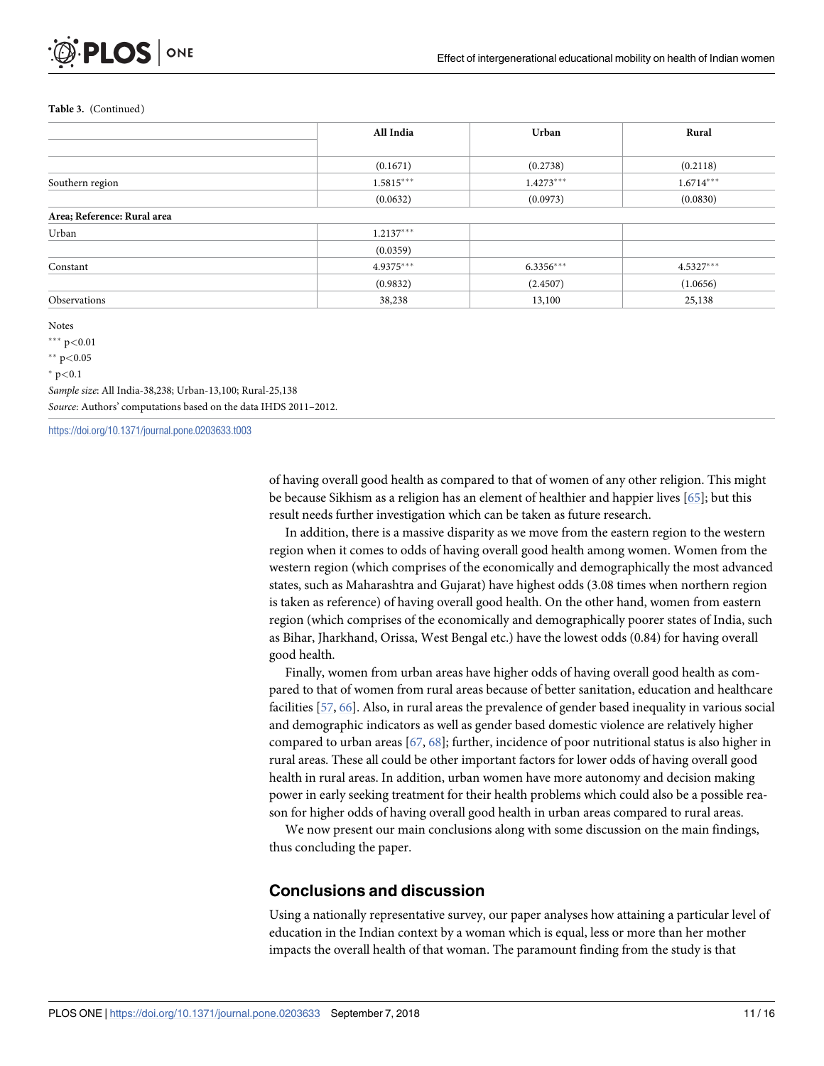**Table 3.** (Continued)

| | All India | Urban | Rural |
|---|---|---|---|
| | (0.1671) | (0.2738) | (0.2118) |
| Southern region | 1.5815*** | 1.4273*** | 1.6714*** |
| | (0.0632) | (0.0973) | (0.0830) |
| **Area; Reference: Rural area** | | | |
| Urban | 1.2137*** | | |
| | (0.0359) | | |
| Constant | 4.9375*** | 6.3356*** | 4.5327*** |
| | (0.9832) | (2.4507) | (1.0656) |
| Observations | 38,238 | 13,100 | 25,138 |

Notes

*** p<0.01

** p<0.05

* p<0.1

*Sample size*: All India-38,238; Urban-13,100; Rural-25,138

*Source*: Authors' computations based on the data IHDS 2011–2012.

https://doi.org/10.1371/journal.pone.0203633.t003

of having overall good health as compared to that of women of any other religion. This might be because Sikhism as a religion has an element of healthier and happier lives [65]; but this result needs further investigation which can be taken as future research.

In addition, there is a massive disparity as we move from the eastern region to the western region when it comes to odds of having overall good health among women. Women from the western region (which comprises of the economically and demographically the most advanced states, such as Maharashtra and Gujarat) have highest odds (3.08 times when northern region is taken as reference) of having overall good health. On the other hand, women from eastern region (which comprises of the economically and demographically poorer states of India, such as Bihar, Jharkhand, Orissa, West Bengal etc.) have the lowest odds (0.84) for having overall good health.

Finally, women from urban areas have higher odds of having overall good health as compared to that of women from rural areas because of better sanitation, education and healthcare facilities [57, 66]. Also, in rural areas the prevalence of gender based inequality in various social and demographic indicators as well as gender based domestic violence are relatively higher compared to urban areas [67, 68]; further, incidence of poor nutritional status is also higher in rural areas. These all could be other important factors for lower odds of having overall good health in rural areas. In addition, urban women have more autonomy and decision making power in early seeking treatment for their health problems which could also be a possible reason for higher odds of having overall good health in urban areas compared to rural areas.

We now present our main conclusions along with some discussion on the main findings, thus concluding the paper.

## Conclusions and discussion

Using a nationally representative survey, our paper analyses how attaining a particular level of education in the Indian context by a woman which is equal, less or more than her mother impacts the overall health of that woman. The paramount finding from the study is that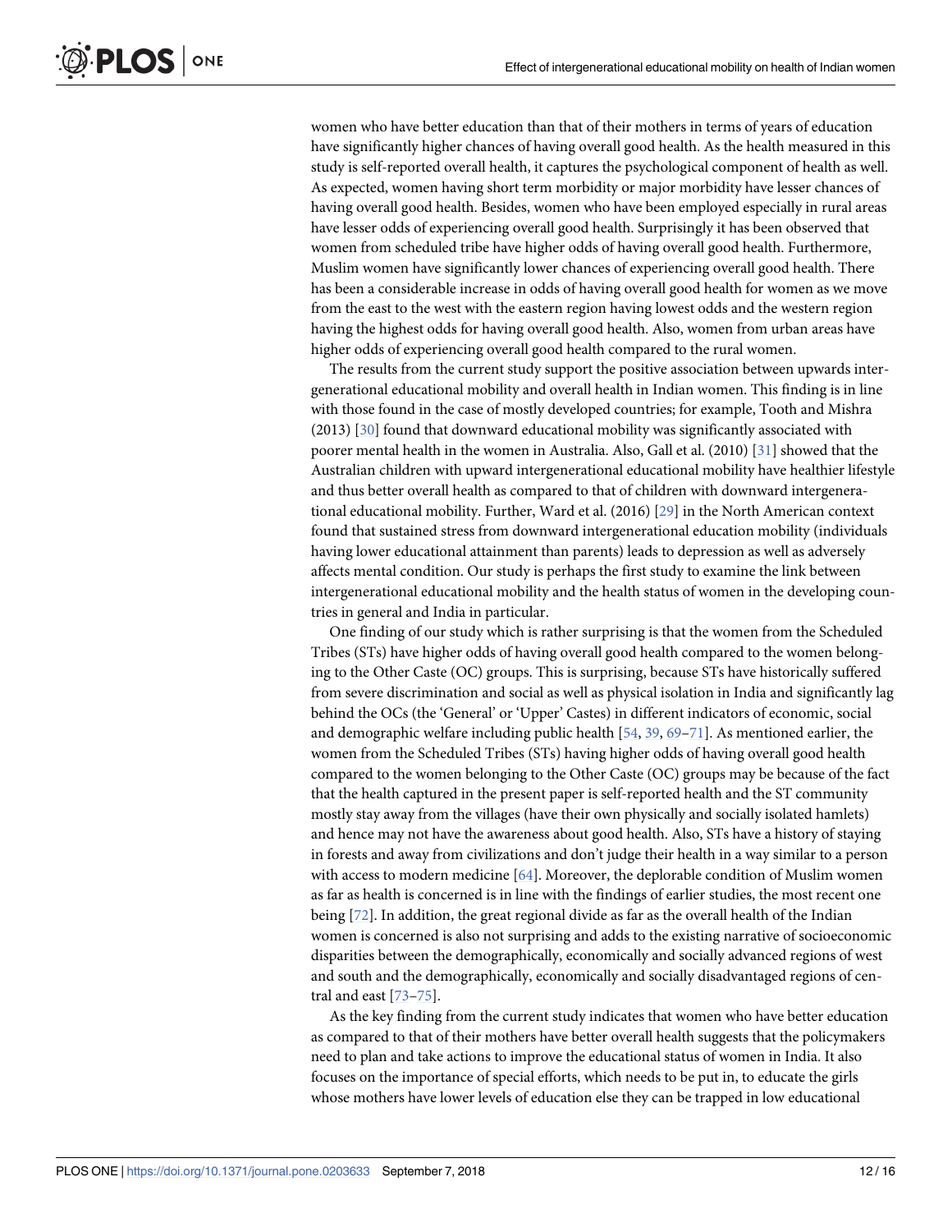women who have better education than that of their mothers in terms of years of education have significantly higher chances of having overall good health. As the health measured in this study is self-reported overall health, it captures the psychological component of health as well. As expected, women having short term morbidity or major morbidity have lesser chances of having overall good health. Besides, women who have been employed especially in rural areas have lesser odds of experiencing overall good health. Surprisingly it has been observed that women from scheduled tribe have higher odds of having overall good health. Furthermore, Muslim women have significantly lower chances of experiencing overall good health. There has been a considerable increase in odds of having overall good health for women as we move from the east to the west with the eastern region having lowest odds and the western region having the highest odds for having overall good health. Also, women from urban areas have higher odds of experiencing overall good health compared to the rural women.

The results from the current study support the positive association between upwards intergenerational educational mobility and overall health in Indian women. This finding is in line with those found in the case of mostly developed countries; for example, Tooth and Mishra (2013) [30] found that downward educational mobility was significantly associated with poorer mental health in the women in Australia. Also, Gall et al. (2010) [31] showed that the Australian children with upward intergenerational educational mobility have healthier lifestyle and thus better overall health as compared to that of children with downward intergenerational educational mobility. Further, Ward et al. (2016) [29] in the North American context found that sustained stress from downward intergenerational education mobility (individuals having lower educational attainment than parents) leads to depression as well as adversely affects mental condition. Our study is perhaps the first study to examine the link between intergenerational educational mobility and the health status of women in the developing countries in general and India in particular.

One finding of our study which is rather surprising is that the women from the Scheduled Tribes (STs) have higher odds of having overall good health compared to the women belonging to the Other Caste (OC) groups. This is surprising, because STs have historically suffered from severe discrimination and social as well as physical isolation in India and significantly lag behind the OCs (the 'General' or 'Upper' Castes) in different indicators of economic, social and demographic welfare including public health [54, 39, 69–71]. As mentioned earlier, the women from the Scheduled Tribes (STs) having higher odds of having overall good health compared to the women belonging to the Other Caste (OC) groups may be because of the fact that the health captured in the present paper is self-reported health and the ST community mostly stay away from the villages (have their own physically and socially isolated hamlets) and hence may not have the awareness about good health. Also, STs have a history of staying in forests and away from civilizations and don't judge their health in a way similar to a person with access to modern medicine [64]. Moreover, the deplorable condition of Muslim women as far as health is concerned is in line with the findings of earlier studies, the most recent one being [72]. In addition, the great regional divide as far as the overall health of the Indian women is concerned is also not surprising and adds to the existing narrative of socioeconomic disparities between the demographically, economically and socially advanced regions of west and south and the demographically, economically and socially disadvantaged regions of central and east [73–75].

As the key finding from the current study indicates that women who have better education as compared to that of their mothers have better overall health suggests that the policymakers need to plan and take actions to improve the educational status of women in India. It also focuses on the importance of special efforts, which needs to be put in, to educate the girls whose mothers have lower levels of education else they can be trapped in low educational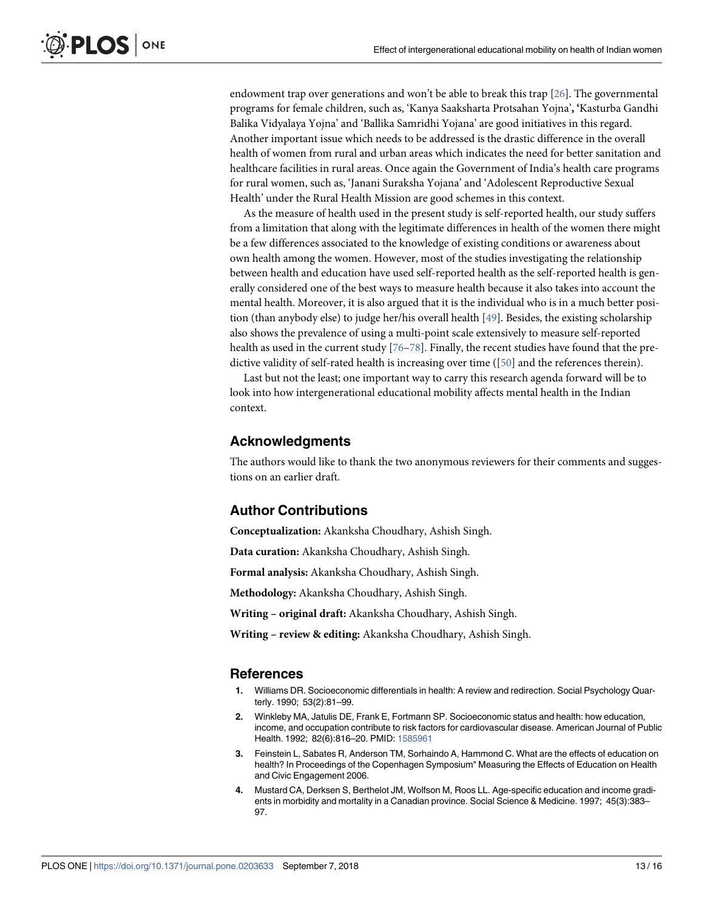endowment trap over generations and won't be able to break this trap [26]. The governmental programs for female children, such as, 'Kanya Saaksharta Protsahan Yojna', 'Kasturba Gandhi Balika Vidyalaya Yojna' and 'Ballika Samridhi Yojana' are good initiatives in this regard. Another important issue which needs to be addressed is the drastic difference in the overall health of women from rural and urban areas which indicates the need for better sanitation and healthcare facilities in rural areas. Once again the Government of India's health care programs for rural women, such as, 'Janani Suraksha Yojana' and 'Adolescent Reproductive Sexual Health' under the Rural Health Mission are good schemes in this context.

As the measure of health used in the present study is self-reported health, our study suffers from a limitation that along with the legitimate differences in health of the women there might be a few differences associated to the knowledge of existing conditions or awareness about own health among the women. However, most of the studies investigating the relationship between health and education have used self-reported health as the self-reported health is generally considered one of the best ways to measure health because it also takes into account the mental health. Moreover, it is also argued that it is the individual who is in a much better position (than anybody else) to judge her/his overall health [49]. Besides, the existing scholarship also shows the prevalence of using a multi-point scale extensively to measure self-reported health as used in the current study [76–78]. Finally, the recent studies have found that the predictive validity of self-rated health is increasing over time ([50] and the references therein).

Last but not the least; one important way to carry this research agenda forward will be to look into how intergenerational educational mobility affects mental health in the Indian context.

## Acknowledgments

The authors would like to thank the two anonymous reviewers for their comments and suggestions on an earlier draft.

## Author Contributions

**Conceptualization:** Akanksha Choudhary, Ashish Singh.

**Data curation:** Akanksha Choudhary, Ashish Singh.

**Formal analysis:** Akanksha Choudhary, Ashish Singh.

**Methodology:** Akanksha Choudhary, Ashish Singh.

**Writing – original draft:** Akanksha Choudhary, Ashish Singh.

**Writing – review & editing:** Akanksha Choudhary, Ashish Singh.

## References

1. Williams DR. Socioeconomic differentials in health: A review and redirection. Social Psychology Quarterly. 1990; 53(2):81–99.
2. Winkleby MA, Jatulis DE, Frank E, Fortmann SP. Socioeconomic status and health: how education, income, and occupation contribute to risk factors for cardiovascular disease. American Journal of Public Health. 1992; 82(6):816–20. PMID: 1585961
3. Feinstein L, Sabates R, Anderson TM, Sorhaindo A, Hammond C. What are the effects of education on health? In Proceedings of the Copenhagen Symposium" Measuring the Effects of Education on Health and Civic Engagement 2006.
4. Mustard CA, Derksen S, Berthelot JM, Wolfson M, Roos LL. Age-specific education and income gradients in morbidity and mortality in a Canadian province. Social Science & Medicine. 1997; 45(3):383–97.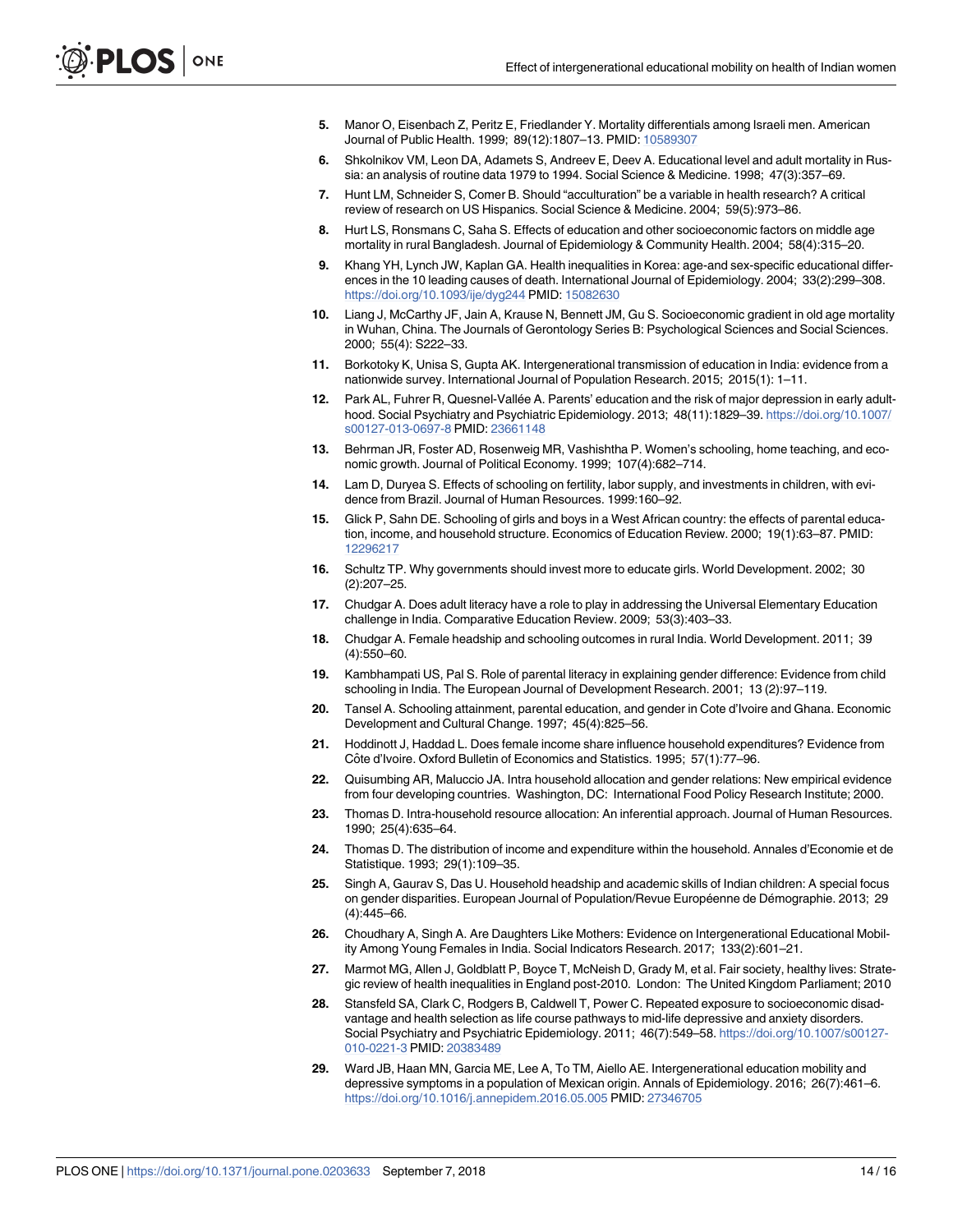5. Manor O, Eisenbach Z, Peritz E, Friedlander Y. Mortality differentials among Israeli men. American Journal of Public Health. 1999; 89(12):1807–13. PMID: 10589307
6. Shkolnikov VM, Leon DA, Adamets S, Andreev E, Deev A. Educational level and adult mortality in Russia: an analysis of routine data 1979 to 1994. Social Science & Medicine. 1998; 47(3):357–69.
7. Hunt LM, Schneider S, Comer B. Should "acculturation" be a variable in health research? A critical review of research on US Hispanics. Social Science & Medicine. 2004; 59(5):973–86.
8. Hurt LS, Ronsmans C, Saha S. Effects of education and other socioeconomic factors on middle age mortality in rural Bangladesh. Journal of Epidemiology & Community Health. 2004; 58(4):315–20.
9. Khang YH, Lynch JW, Kaplan GA. Health inequalities in Korea: age-and sex-specific educational differences in the 10 leading causes of death. International Journal of Epidemiology. 2004; 33(2):299–308. https://doi.org/10.1093/ije/dyg244 PMID: 15082630
10. Liang J, McCarthy JF, Jain A, Krause N, Bennett JM, Gu S. Socioeconomic gradient in old age mortality in Wuhan, China. The Journals of Gerontology Series B: Psychological Sciences and Social Sciences. 2000; 55(4): S222–33.
11. Borkotoky K, Unisa S, Gupta AK. Intergenerational transmission of education in India: evidence from a nationwide survey. International Journal of Population Research. 2015; 2015(1): 1–11.
12. Park AL, Fuhrer R, Quesnel-Vallée A. Parents' education and the risk of major depression in early adulthood. Social Psychiatry and Psychiatric Epidemiology. 2013; 48(11):1829–39. https://doi.org/10.1007/s00127-013-0697-8 PMID: 23661148
13. Behrman JR, Foster AD, Rosenweig MR, Vashishtha P. Women's schooling, home teaching, and economic growth. Journal of Political Economy. 1999; 107(4):682–714.
14. Lam D, Duryea S. Effects of schooling on fertility, labor supply, and investments in children, with evidence from Brazil. Journal of Human Resources. 1999:160–92.
15. Glick P, Sahn DE. Schooling of girls and boys in a West African country: the effects of parental education, income, and household structure. Economics of Education Review. 2000; 19(1):63–87. PMID: 12296217
16. Schultz TP. Why governments should invest more to educate girls. World Development. 2002; 30 (2):207–25.
17. Chudgar A. Does adult literacy have a role to play in addressing the Universal Elementary Education challenge in India. Comparative Education Review. 2009; 53(3):403–33.
18. Chudgar A. Female headship and schooling outcomes in rural India. World Development. 2011; 39 (4):550–60.
19. Kambhampati US, Pal S. Role of parental literacy in explaining gender difference: Evidence from child schooling in India. The European Journal of Development Research. 2001; 13 (2):97–119.
20. Tansel A. Schooling attainment, parental education, and gender in Cote d'Ivoire and Ghana. Economic Development and Cultural Change. 1997; 45(4):825–56.
21. Hoddinott J, Haddad L. Does female income share influence household expenditures? Evidence from Côte d'Ivoire. Oxford Bulletin of Economics and Statistics. 1995; 57(1):77–96.
22. Quisumbing AR, Maluccio JA. Intra household allocation and gender relations: New empirical evidence from four developing countries. Washington, DC: International Food Policy Research Institute; 2000.
23. Thomas D. Intra-household resource allocation: An inferential approach. Journal of Human Resources. 1990; 25(4):635–64.
24. Thomas D. The distribution of income and expenditure within the household. Annales d'Economie et de Statistique. 1993; 29(1):109–35.
25. Singh A, Gaurav S, Das U. Household headship and academic skills of Indian children: A special focus on gender disparities. European Journal of Population/Revue Européenne de Démographie. 2013; 29 (4):445–66.
26. Choudhary A, Singh A. Are Daughters Like Mothers: Evidence on Intergenerational Educational Mobility Among Young Females in India. Social Indicators Research. 2017; 133(2):601–21.
27. Marmot MG, Allen J, Goldblatt P, Boyce T, McNeish D, Grady M, et al. Fair society, healthy lives: Strategic review of health inequalities in England post-2010. London: The United Kingdom Parliament; 2010
28. Stansfeld SA, Clark C, Rodgers B, Caldwell T, Power C. Repeated exposure to socioeconomic disadvantage and health selection as life course pathways to mid-life depressive and anxiety disorders. Social Psychiatry and Psychiatric Epidemiology. 2011; 46(7):549–58. https://doi.org/10.1007/s00127-010-0221-3 PMID: 20383489
29. Ward JB, Haan MN, Garcia ME, Lee A, To TM, Aiello AE. Intergenerational education mobility and depressive symptoms in a population of Mexican origin. Annals of Epidemiology. 2016; 26(7):461–6. https://doi.org/10.1016/j.annepidem.2016.05.005 PMID: 27346705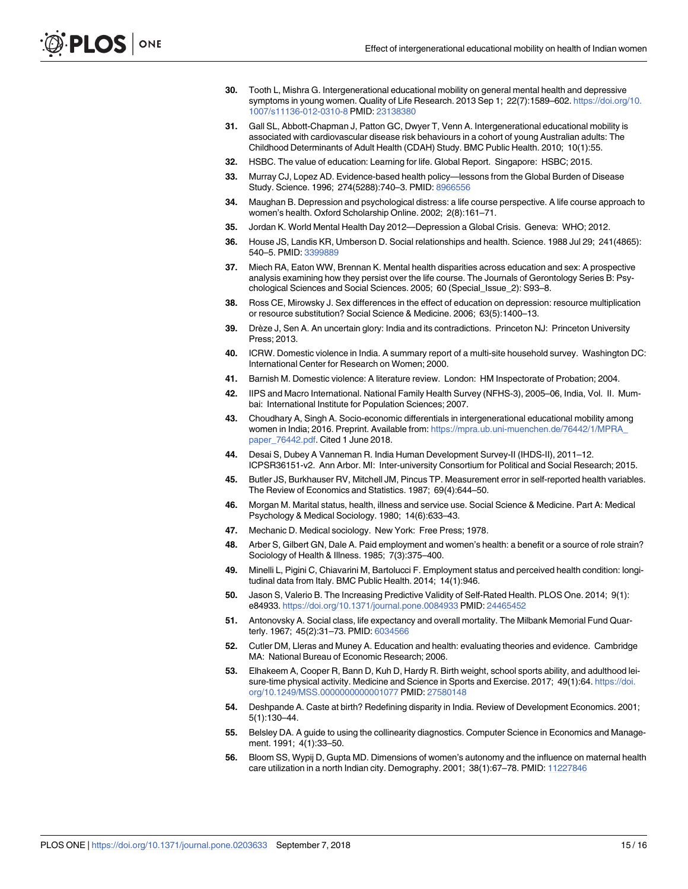30. Tooth L, Mishra G. Intergenerational educational mobility on general mental health and depressive symptoms in young women. Quality of Life Research. 2013 Sep 1; 22(7):1589–602. https://doi.org/10.1007/s11136-012-0310-8 PMID: 23138380

31. Gall SL, Abbott-Chapman J, Patton GC, Dwyer T, Venn A. Intergenerational educational mobility is associated with cardiovascular disease risk behaviours in a cohort of young Australian adults: The Childhood Determinants of Adult Health (CDAH) Study. BMC Public Health. 2010; 10(1):55.

32. HSBC. The value of education: Learning for life. Global Report. Singapore: HSBC; 2015.

33. Murray CJ, Lopez AD. Evidence-based health policy—lessons from the Global Burden of Disease Study. Science. 1996; 274(5288):740–3. PMID: 8966556

34. Maughan B. Depression and psychological distress: a life course perspective. A life course approach to women's health. Oxford Scholarship Online. 2002; 2(8):161–71.

35. Jordan K. World Mental Health Day 2012—Depression a Global Crisis. Geneva: WHO; 2012.

36. House JS, Landis KR, Umberson D. Social relationships and health. Science. 1988 Jul 29; 241(4865): 540–5. PMID: 3399889

37. Miech RA, Eaton WW, Brennan K. Mental health disparities across education and sex: A prospective analysis examining how they persist over the life course. The Journals of Gerontology Series B: Psychological Sciences and Social Sciences. 2005; 60 (Special_Issue_2): S93–8.

38. Ross CE, Mirowsky J. Sex differences in the effect of education on depression: resource multiplication or resource substitution? Social Science & Medicine. 2006; 63(5):1400–13.

39. Drèze J, Sen A. An uncertain glory: India and its contradictions. Princeton NJ: Princeton University Press; 2013.

40. ICRW. Domestic violence in India. A summary report of a multi-site household survey. Washington DC: International Center for Research on Women; 2000.

41. Barnish M. Domestic violence: A literature review. London: HM Inspectorate of Probation; 2004.

42. IIPS and Macro International. National Family Health Survey (NFHS-3), 2005–06, India, Vol. II. Mumbai: International Institute for Population Sciences; 2007.

43. Choudhary A, Singh A. Socio-economic differentials in intergenerational educational mobility among women in India; 2016. Preprint. Available from: https://mpra.ub.uni-muenchen.de/76442/1/MPRA_paper_76442.pdf. Cited 1 June 2018.

44. Desai S, Dubey A Vanneman R. India Human Development Survey-II (IHDS-II), 2011–12. ICPSR36151-v2. Ann Arbor. MI: Inter-university Consortium for Political and Social Research; 2015.

45. Butler JS, Burkhauser RV, Mitchell JM, Pincus TP. Measurement error in self-reported health variables. The Review of Economics and Statistics. 1987; 69(4):644–50.

46. Morgan M. Marital status, health, illness and service use. Social Science & Medicine. Part A: Medical Psychology & Medical Sociology. 1980; 14(6):633–43.

47. Mechanic D. Medical sociology. New York: Free Press; 1978.

48. Arber S, Gilbert GN, Dale A. Paid employment and women's health: a benefit or a source of role strain? Sociology of Health & Illness. 1985; 7(3):375–400.

49. Minelli L, Pigini C, Chiavarini M, Bartolucci F. Employment status and perceived health condition: longitudinal data from Italy. BMC Public Health. 2014; 14(1):946.

50. Jason S, Valerio B. The Increasing Predictive Validity of Self-Rated Health. PLOS One. 2014; 9(1): e84933. https://doi.org/10.1371/journal.pone.0084933 PMID: 24465452

51. Antonovsky A. Social class, life expectancy and overall mortality. The Milbank Memorial Fund Quarterly. 1967; 45(2):31–73. PMID: 6034566

52. Cutler DM, Lleras and Muney A. Education and health: evaluating theories and evidence. Cambridge MA: National Bureau of Economic Research; 2006.

53. Elhakeem A, Cooper R, Bann D, Kuh D, Hardy R. Birth weight, school sports ability, and adulthood leisure-time physical activity. Medicine and Science in Sports and Exercise. 2017; 49(1):64. https://doi.org/10.1249/MSS.0000000000001077 PMID: 27580148

54. Deshpande A. Caste at birth? Redefining disparity in India. Review of Development Economics. 2001; 5(1):130–44.

55. Belsley DA. A guide to using the collinearity diagnostics. Computer Science in Economics and Management. 1991; 4(1):33–50.

56. Bloom SS, Wypij D, Gupta MD. Dimensions of women's autonomy and the influence on maternal health care utilization in a north Indian city. Demography. 2001; 38(1):67–78. PMID: 11227846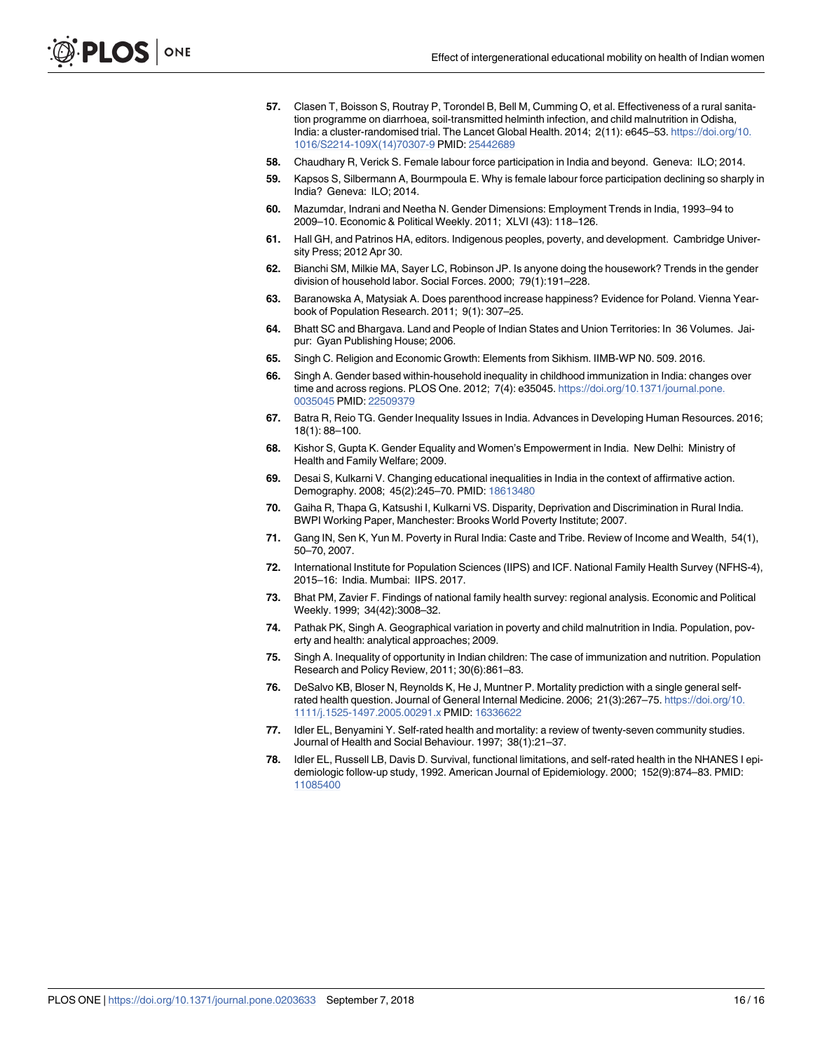57. Clasen T, Boisson S, Routray P, Torondel B, Bell M, Cumming O, et al. Effectiveness of a rural sanitation programme on diarrhoea, soil-transmitted helminth infection, and child malnutrition in Odisha, India: a cluster-randomised trial. The Lancet Global Health. 2014; 2(11): e645–53. https://doi.org/10.1016/S2214-109X(14)70307-9 PMID: 25442689
58. Chaudhary R, Verick S. Female labour force participation in India and beyond. Geneva: ILO; 2014.
59. Kapsos S, Silbermann A, Bourmpoula E. Why is female labour force participation declining so sharply in India? Geneva: ILO; 2014.
60. Mazumdar, Indrani and Neetha N. Gender Dimensions: Employment Trends in India, 1993–94 to 2009–10. Economic & Political Weekly. 2011; XLVI (43): 118–126.
61. Hall GH, and Patrinos HA, editors. Indigenous peoples, poverty, and development. Cambridge University Press; 2012 Apr 30.
62. Bianchi SM, Milkie MA, Sayer LC, Robinson JP. Is anyone doing the housework? Trends in the gender division of household labor. Social Forces. 2000; 79(1):191–228.
63. Baranowska A, Matysiak A. Does parenthood increase happiness? Evidence for Poland. Vienna Yearbook of Population Research. 2011; 9(1): 307–25.
64. Bhatt SC and Bhargava. Land and People of Indian States and Union Territories: In 36 Volumes. Jaipur: Gyan Publishing House; 2006.
65. Singh C. Religion and Economic Growth: Elements from Sikhism. IIMB-WP N0. 509. 2016.
66. Singh A. Gender based within-household inequality in childhood immunization in India: changes over time and across regions. PLOS One. 2012; 7(4): e35045. https://doi.org/10.1371/journal.pone.0035045 PMID: 22509379
67. Batra R, Reio TG. Gender Inequality Issues in India. Advances in Developing Human Resources. 2016; 18(1): 88–100.
68. Kishor S, Gupta K. Gender Equality and Women's Empowerment in India. New Delhi: Ministry of Health and Family Welfare; 2009.
69. Desai S, Kulkarni V. Changing educational inequalities in India in the context of affirmative action. Demography. 2008; 45(2):245–70. PMID: 18613480
70. Gaiha R, Thapa G, Katsushi I, Kulkarni VS. Disparity, Deprivation and Discrimination in Rural India. BWPI Working Paper, Manchester: Brooks World Poverty Institute; 2007.
71. Gang IN, Sen K, Yun M. Poverty in Rural India: Caste and Tribe. Review of Income and Wealth, 54(1), 50–70, 2007.
72. International Institute for Population Sciences (IIPS) and ICF. National Family Health Survey (NFHS-4), 2015–16: India. Mumbai: IIPS. 2017.
73. Bhat PM, Zavier F. Findings of national family health survey: regional analysis. Economic and Political Weekly. 1999; 34(42):3008–32.
74. Pathak PK, Singh A. Geographical variation in poverty and child malnutrition in India. Population, poverty and health: analytical approaches; 2009.
75. Singh A. Inequality of opportunity in Indian children: The case of immunization and nutrition. Population Research and Policy Review, 2011; 30(6):861–83.
76. DeSalvo KB, Bloser N, Reynolds K, He J, Muntner P. Mortality prediction with a single general self-rated health question. Journal of General Internal Medicine. 2006; 21(3):267–75. https://doi.org/10.1111/j.1525-1497.2005.00291.x PMID: 16336622
77. Idler EL, Benyamini Y. Self-rated health and mortality: a review of twenty-seven community studies. Journal of Health and Social Behaviour. 1997; 38(1):21–37.
78. Idler EL, Russell LB, Davis D. Survival, functional limitations, and self-rated health in the NHANES I epidemiologic follow-up study, 1992. American Journal of Epidemiology. 2000; 152(9):874–83. PMID: 11085400